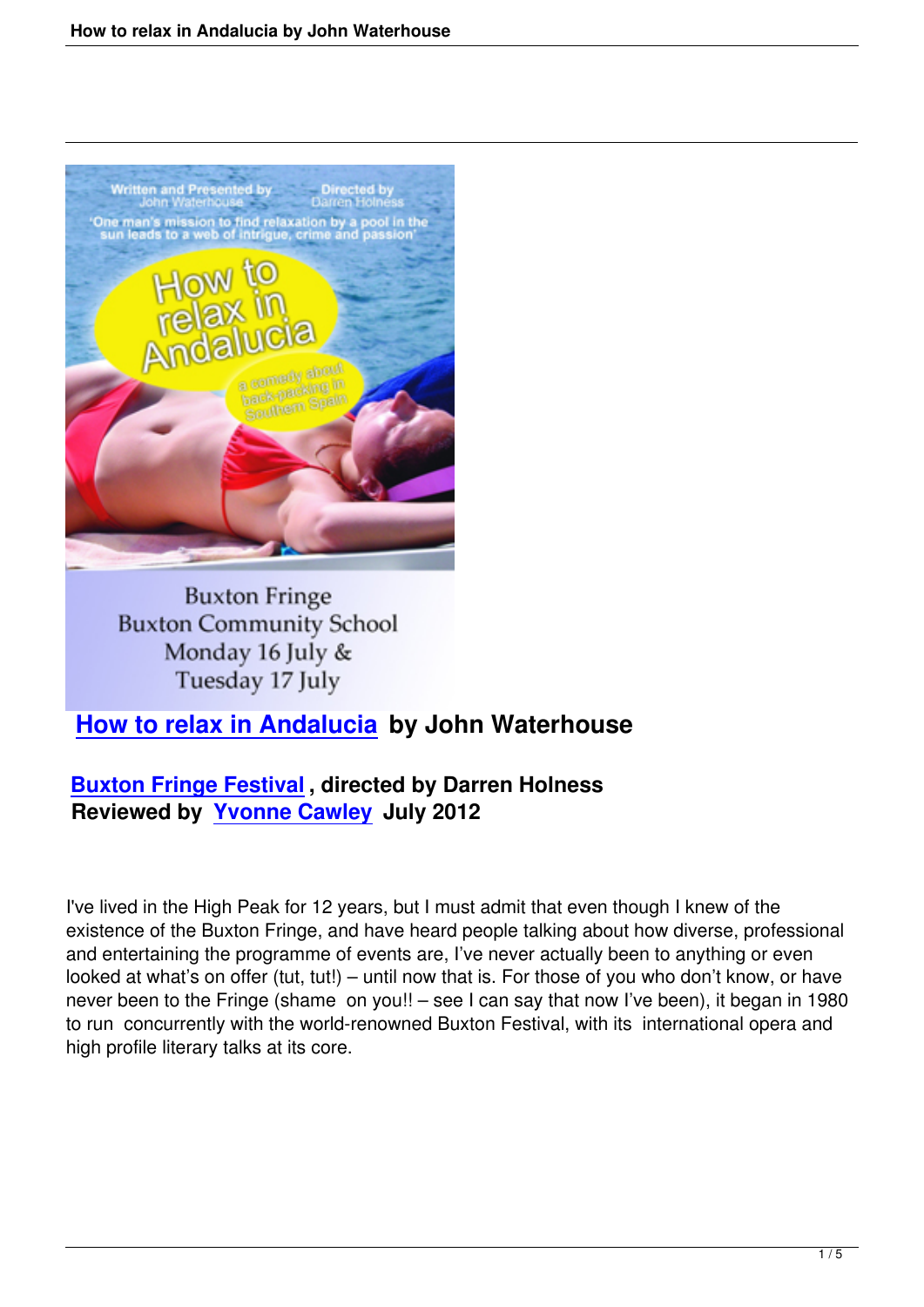# How to relax in Andalucia by John Waterhouse

**Buxton Fringe Festival, directed by Darren Holness**
**Reviewed by Yvonne Cawley July 2012**

I've lived in the High Peak for 12 years, but I must admit that even though I knew of the existence of the Buxton Fringe, and have heard people talking about how diverse, professional and entertaining the programme of events are, I've never actually been to anything or even looked at what's on offer (tut, tut!) – until now that is. For those of you who don't know, or have never been to the Fringe (shame on you!! – see I can say that now I've been), it began in 1980 to run concurrently with the world-renowned Buxton Festival, with its international opera and high profile literary talks at its core.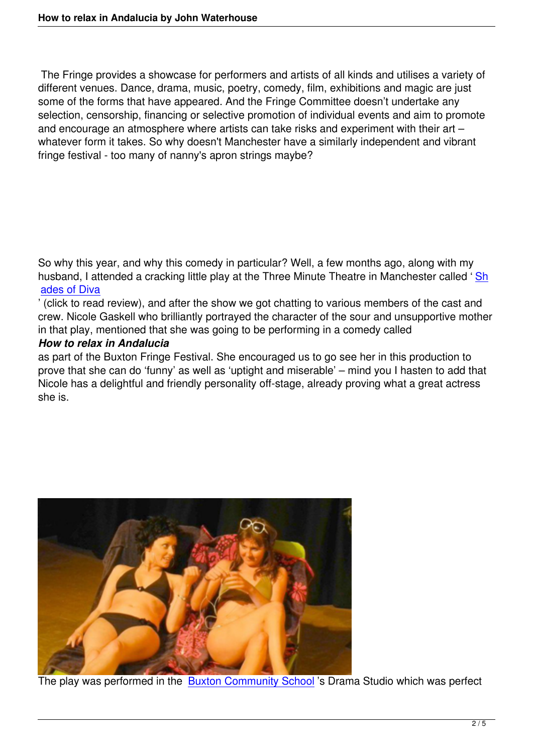The Fringe provides a showcase for performers and artists of all kinds and utilises a variety of different venues. Dance, drama, music, poetry, comedy, film, exhibitions and magic are just some of the forms that have appeared. And the Fringe Committee doesn't undertake any selection, censorship, financing or selective promotion of individual events and aim to promote and encourage an atmosphere where artists can take risks and experiment with their art – whatever form it takes. So why doesn't Manchester have a similarly independent and vibrant fringe festival - too many of nanny's apron strings maybe?

So why this year, and why this comedy in particular? Well, a few months ago, along with my husband, I attended a cracking little play at the Three Minute Theatre in Manchester called 'Shades of Diva' (click to read review), and after the show we got chatting to various members of the cast and crew. Nicole Gaskell who brilliantly portrayed the character of the sour and unsupportive mother in that play, mentioned that she was going to be performing in a comedy called ***How to relax in Andalucia*** as part of the Buxton Fringe Festival. She encouraged us to go see her in this production to prove that she can do 'funny' as well as 'uptight and miserable' – mind you I hasten to add that Nicole has a delightful and friendly personality off-stage, already proving what a great actress she is.

The play was performed in the Buxton Community School's Drama Studio which was perfect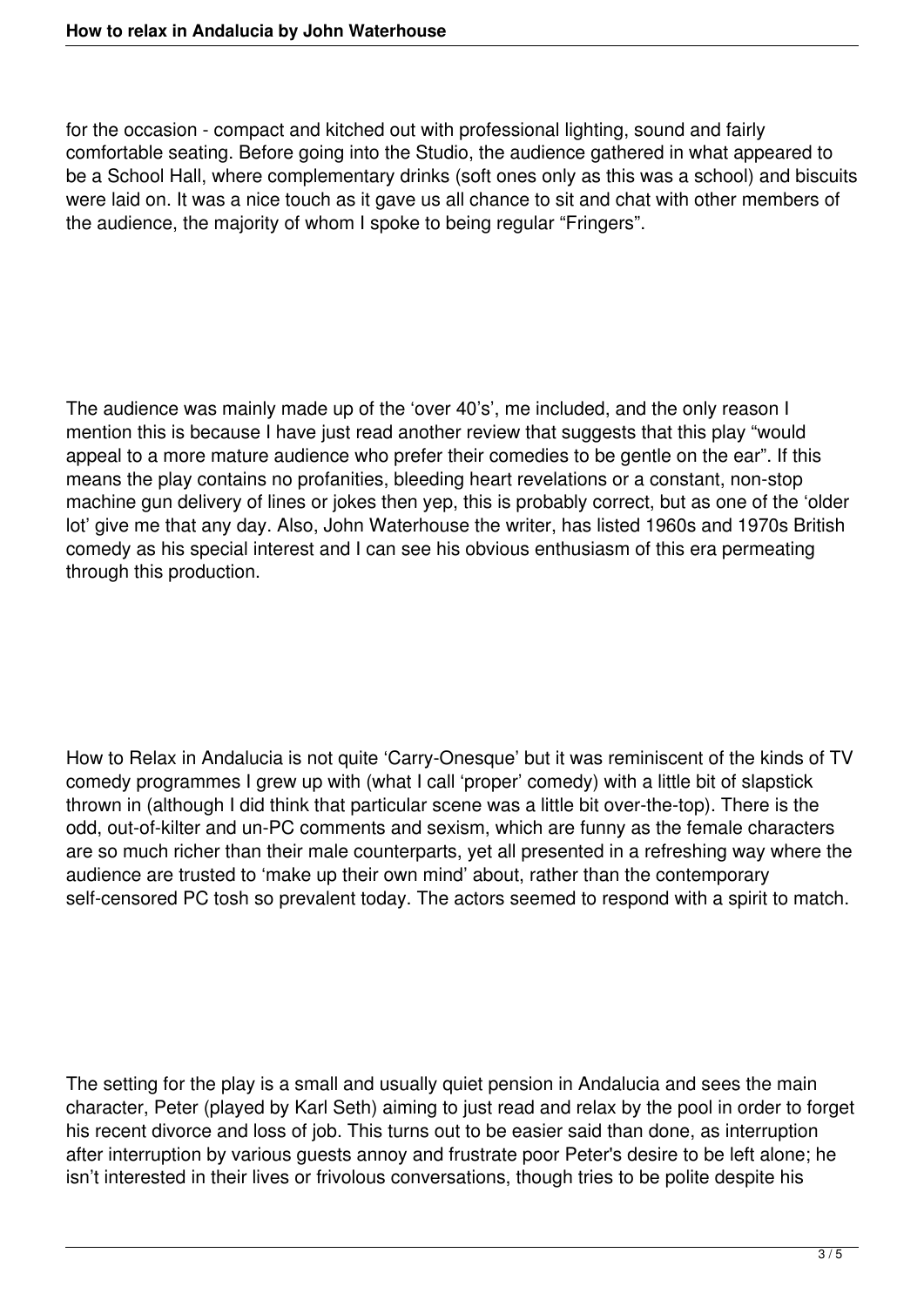for the occasion - compact and kitched out with professional lighting, sound and fairly comfortable seating. Before going into the Studio, the audience gathered in what appeared to be a School Hall, where complementary drinks (soft ones only as this was a school) and biscuits were laid on. It was a nice touch as it gave us all chance to sit and chat with other members of the audience, the majority of whom I spoke to being regular “Fringers”.

The audience was mainly made up of the ‘over 40’s’, me included, and the only reason I mention this is because I have just read another review that suggests that this play “would appeal to a more mature audience who prefer their comedies to be gentle on the ear”. If this means the play contains no profanities, bleeding heart revelations or a constant, non-stop machine gun delivery of lines or jokes then yep, this is probably correct, but as one of the ‘older lot’ give me that any day. Also, John Waterhouse the writer, has listed 1960s and 1970s British comedy as his special interest and I can see his obvious enthusiasm of this era permeating through this production.

How to Relax in Andalucia is not quite ‘Carry-Onesque’ but it was reminiscent of the kinds of TV comedy programmes I grew up with (what I call ‘proper’ comedy) with a little bit of slapstick thrown in (although I did think that particular scene was a little bit over-the-top). There is the odd, out-of-kilter and un-PC comments and sexism, which are funny as the female characters are so much richer than their male counterparts, yet all presented in a refreshing way where the audience are trusted to ‘make up their own mind’ about, rather than the contemporary self-censored PC tosh so prevalent today. The actors seemed to respond with a spirit to match.

The setting for the play is a small and usually quiet pension in Andalucia and sees the main character, Peter (played by Karl Seth) aiming to just read and relax by the pool in order to forget his recent divorce and loss of job. This turns out to be easier said than done, as interruption after interruption by various guests annoy and frustrate poor Peter's desire to be left alone; he isn’t interested in their lives or frivolous conversations, though tries to be polite despite his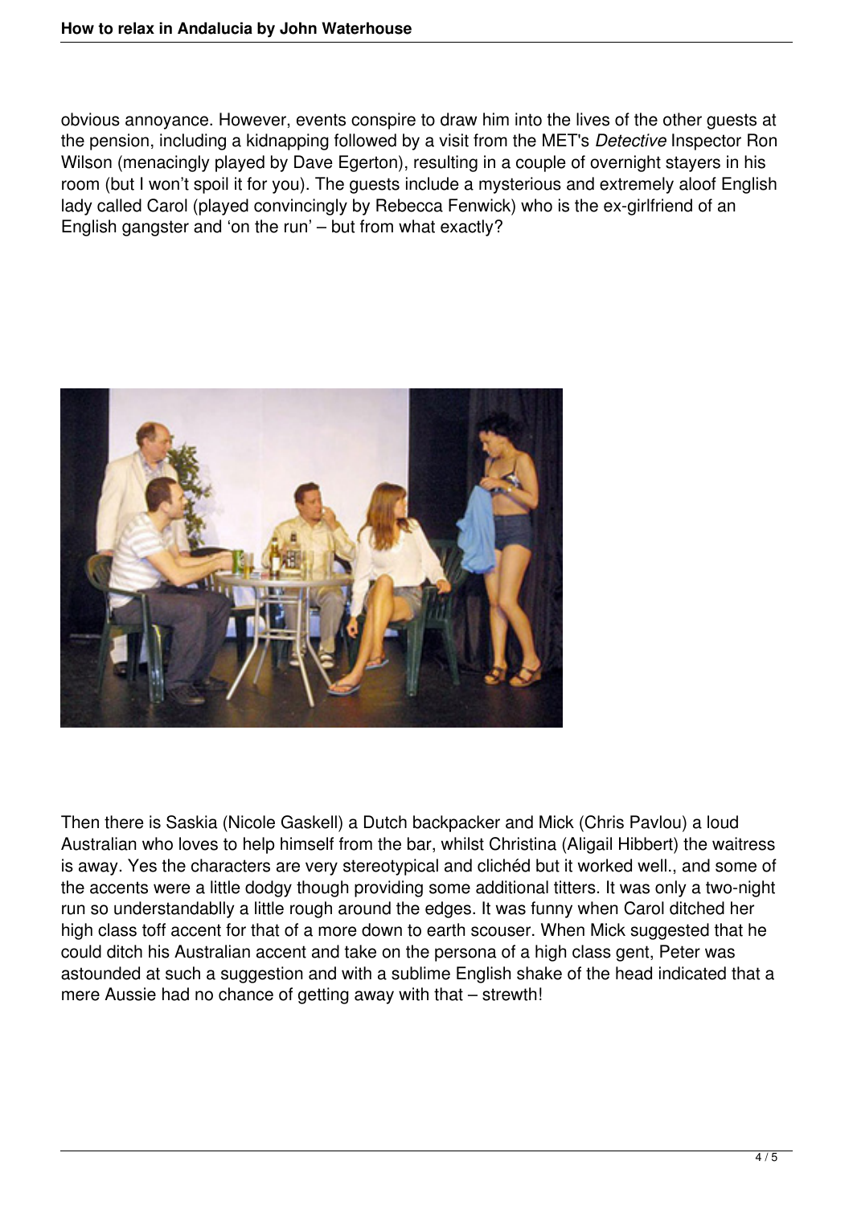obvious annoyance. However, events conspire to draw him into the lives of the other guests at the pension, including a kidnapping followed by a visit from the MET's *Detective* Inspector Ron Wilson (menacingly played by Dave Egerton), resulting in a couple of overnight stayers in his room (but I won't spoil it for you). The guests include a mysterious and extremely aloof English lady called Carol (played convincingly by Rebecca Fenwick) who is the ex-girlfriend of an English gangster and 'on the run' – but from what exactly?

Then there is Saskia (Nicole Gaskell) a Dutch backpacker and Mick (Chris Pavlou) a loud Australian who loves to help himself from the bar, whilst Christina (Aligail Hibbert) the waitress is away. Yes the characters are very stereotypical and clichéd but it worked well., and some of the accents were a little dodgy though providing some additional titters. It was only a two-night run so understandablly a little rough around the edges. It was funny when Carol ditched her high class toff accent for that of a more down to earth scouser. When Mick suggested that he could ditch his Australian accent and take on the persona of a high class gent, Peter was astounded at such a suggestion and with a sublime English shake of the head indicated that a mere Aussie had no chance of getting away with that – strewth!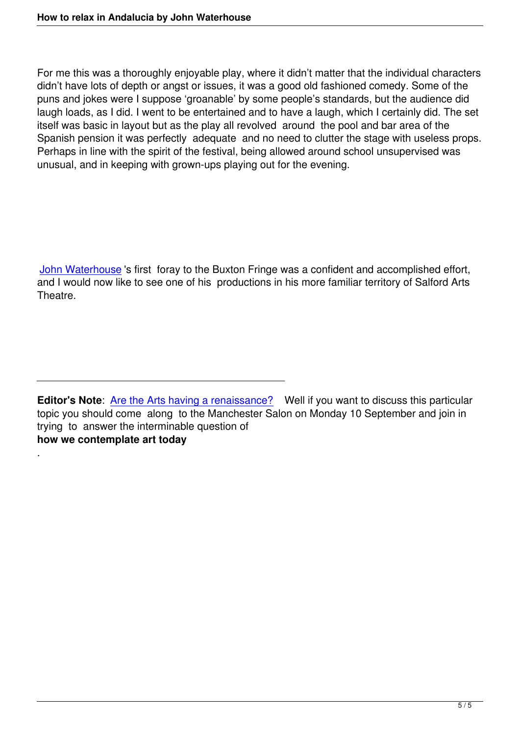For me this was a thoroughly enjoyable play, where it didn't matter that the individual characters didn't have lots of depth or angst or issues, it was a good old fashioned comedy. Some of the puns and jokes were I suppose 'groanable' by some people's standards, but the audience did laugh loads, as I did. I went to be entertained and to have a laugh, which I certainly did. The set itself was basic in layout but as the play all revolved around the pool and bar area of the Spanish pension it was perfectly adequate and no need to clutter the stage with useless props. Perhaps in line with the spirit of the festival, being allowed around school unsupervised was unusual, and in keeping with grown-ups playing out for the evening.

John Waterhouse's first foray to the Buxton Fringe was a confident and accomplished effort, and I would now like to see one of his productions in his more familiar territory of Salford Arts Theatre.

---

**Editor's Note**: Are the Arts having a renaissance? Well if you want to discuss this particular topic you should come along to the Manchester Salon on Monday 10 September and join in trying to answer the interminable question of **how we contemplate art today**.